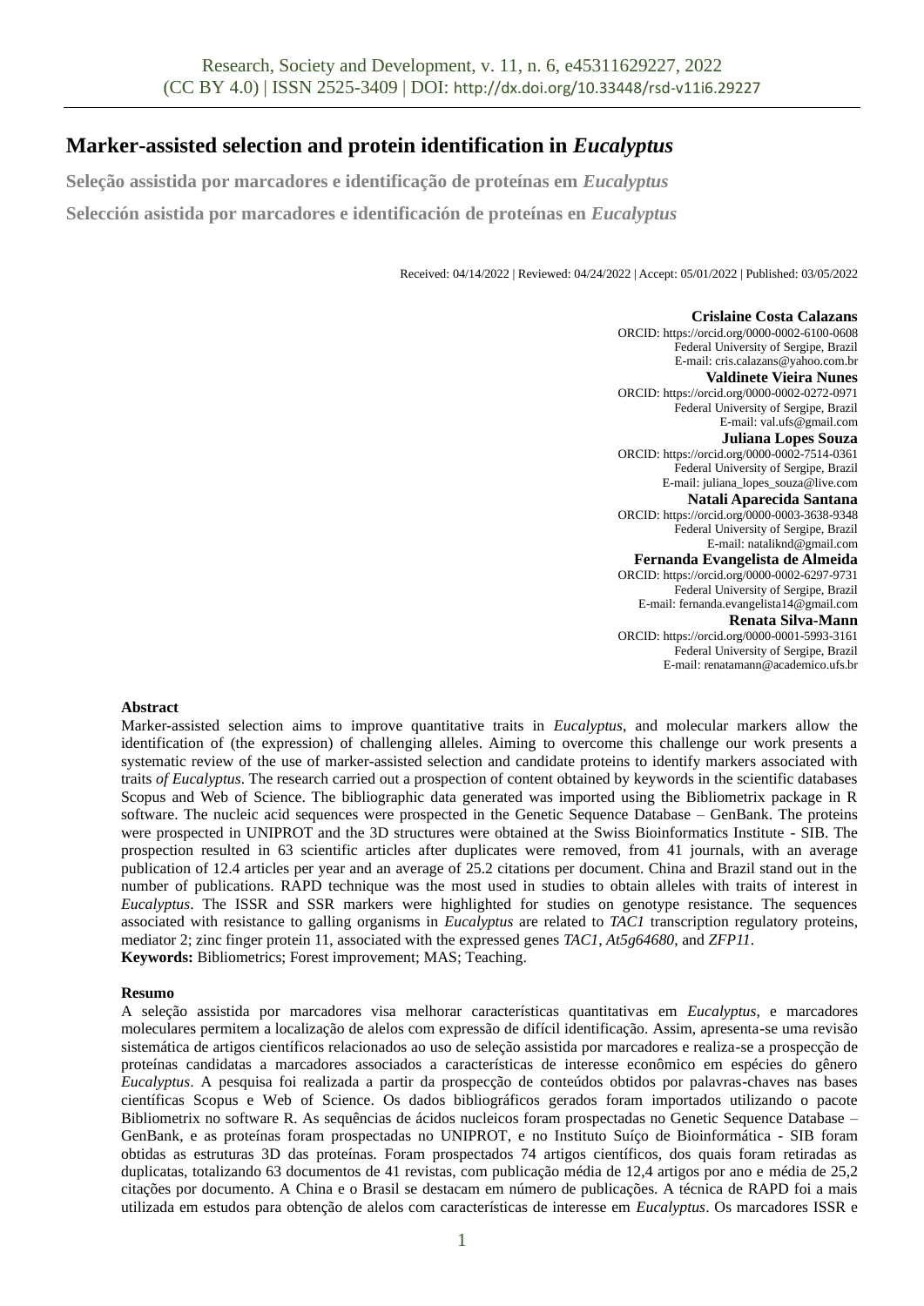# Marker-assisted selection and protein identification in *Eucalyptus*

**Seleção assistida por marcadores e identificação de proteínas em *Eucalyptus***

**Selección asistida por marcadores e identificación de proteínas en *Eucalyptus***

Received: 04/14/2022 | Reviewed: 04/24/2022 | Accept: 05/01/2022 | Published: 03/05/2022

**Crislaine Costa Calazans**
ORCID: https://orcid.org/0000-0002-6100-0608
Federal University of Sergipe, Brazil
E-mail: cris.calazans@yahoo.com.br

**Valdinete Vieira Nunes**
ORCID: https://orcid.org/0000-0002-0272-0971
Federal University of Sergipe, Brazil
E-mail: val.ufs@gmail.com

**Juliana Lopes Souza**
ORCID: https://orcid.org/0000-0002-7514-0361
Federal University of Sergipe, Brazil
E-mail: juliana_lopes_souza@live.com

**Natali Aparecida Santana**
ORCID: https://orcid.org/0000-0003-3638-9348
Federal University of Sergipe, Brazil
E-mail: nataliknd@gmail.com

**Fernanda Evangelista de Almeida**
ORCID: https://orcid.org/0000-0002-6297-9731
Federal University of Sergipe, Brazil
E-mail: fernanda.evangelista14@gmail.com

**Renata Silva-Mann**
ORCID: https://orcid.org/0000-0001-5993-3161
Federal University of Sergipe, Brazil
E-mail: renatamann@academico.ufs.br

**Abstract**

Marker-assisted selection aims to improve quantitative traits in *Eucalyptus*, and molecular markers allow the identification of (the expression) of challenging alleles. Aiming to overcome this challenge our work presents a systematic review of the use of marker-assisted selection and candidate proteins to identify markers associated with traits *of Eucalyptus*. The research carried out a prospection of content obtained by keywords in the scientific databases Scopus and Web of Science. The bibliographic data generated was imported using the Bibliometrix package in R software. The nucleic acid sequences were prospected in the Genetic Sequence Database – GenBank. The proteins were prospected in UNIPROT and the 3D structures were obtained at the Swiss Bioinformatics Institute - SIB. The prospection resulted in 63 scientific articles after duplicates were removed, from 41 journals, with an average publication of 12.4 articles per year and an average of 25.2 citations per document. China and Brazil stand out in the number of publications. RAPD technique was the most used in studies to obtain alleles with traits of interest in *Eucalyptus*. The ISSR and SSR markers were highlighted for studies on genotype resistance. The sequences associated with resistance to galling organisms in *Eucalyptus* are related to *TAC1* transcription regulatory proteins, mediator 2; zinc finger protein 11, associated with the expressed genes *TAC1*, *At5g64680*, and *ZFP11*.

**Keywords:** Bibliometrics; Forest improvement; MAS; Teaching.

**Resumo**

A seleção assistida por marcadores visa melhorar características quantitativas em *Eucalyptus*, e marcadores moleculares permitem a localização de alelos com expressão de difícil identificação. Assim, apresenta-se uma revisão sistemática de artigos científicos relacionados ao uso de seleção assistida por marcadores e realiza-se a prospecção de proteínas candidatas a marcadores associados a características de interesse econômico em espécies do gênero *Eucalyptus*. A pesquisa foi realizada a partir da prospecção de conteúdos obtidos por palavras-chaves nas bases científicas Scopus e Web of Science. Os dados bibliográficos gerados foram importados utilizando o pacote Bibliometrix no software R. As sequências de ácidos nucleicos foram prospectadas no Genetic Sequence Database – GenBank, e as proteínas foram prospectadas no UNIPROT, e no Instituto Suíço de Bioinformática - SIB foram obtidas as estruturas 3D das proteínas. Foram prospectados 74 artigos científicos, dos quais foram retiradas as duplicatas, totalizando 63 documentos de 41 revistas, com publicação média de 12,4 artigos por ano e média de 25,2 citações por documento. A China e o Brasil se destacam em número de publicações. A técnica de RAPD foi a mais utilizada em estudos para obtenção de alelos com características de interesse em *Eucalyptus*. Os marcadores ISSR e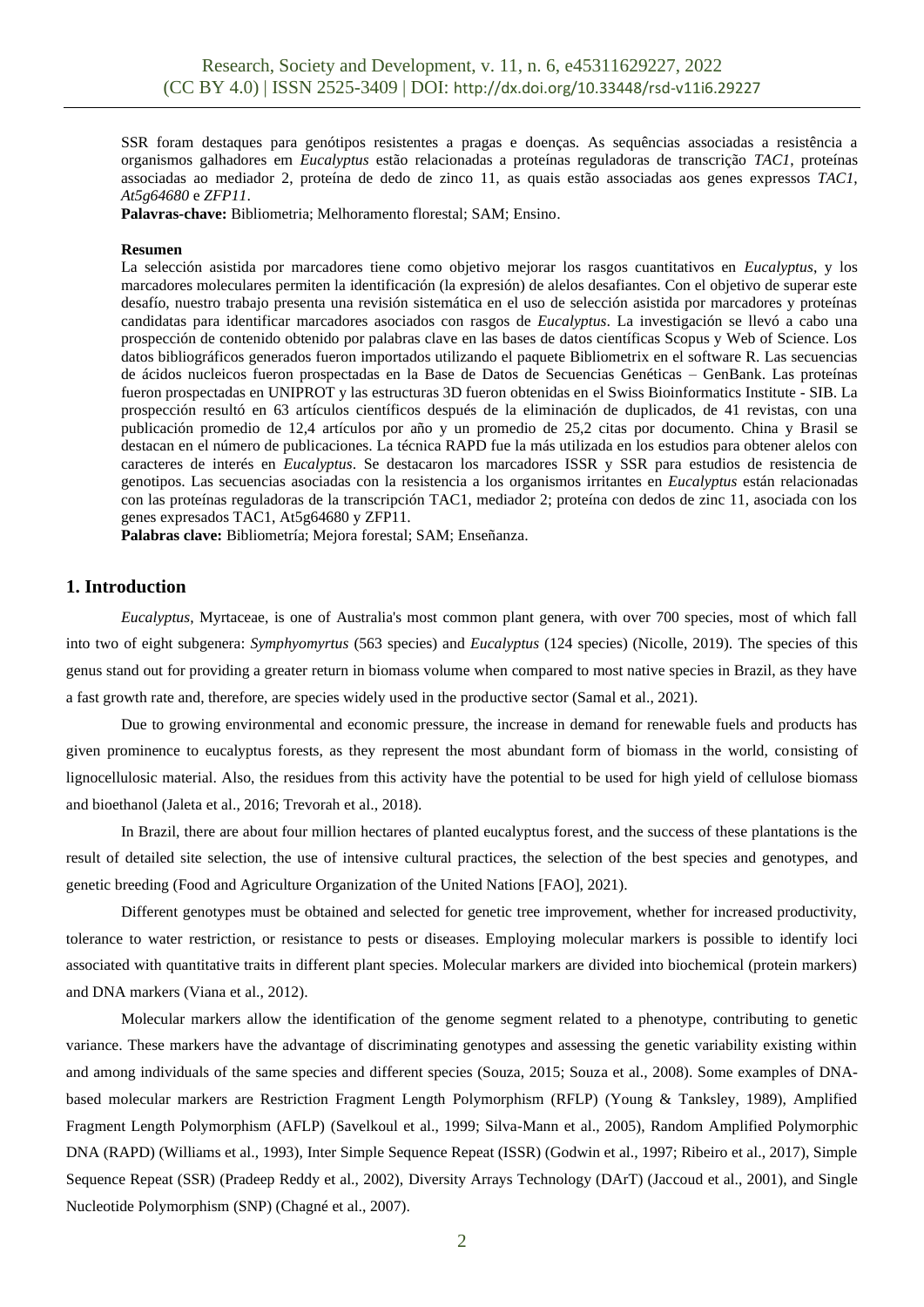SSR foram destaques para genótipos resistentes a pragas e doenças. As sequências associadas a resistência a organismos galhadores em *Eucalyptus* estão relacionadas a proteínas reguladoras de transcrição *TAC1*, proteínas associadas ao mediador 2, proteína de dedo de zinco 11, as quais estão associadas aos genes expressos *TAC1*, *At5g64680* e *ZFP11*.

**Palavras-chave:** Bibliometria; Melhoramento florestal; SAM; Ensino.

**Resumen**

La selección asistida por marcadores tiene como objetivo mejorar los rasgos cuantitativos en *Eucalyptus*, y los marcadores moleculares permiten la identificación (la expresión) de alelos desafiantes. Con el objetivo de superar este desafío, nuestro trabajo presenta una revisión sistemática en el uso de selección asistida por marcadores y proteínas candidatas para identificar marcadores asociados con rasgos de *Eucalyptus*. La investigación se llevó a cabo una prospección de contenido obtenido por palabras clave en las bases de datos científicas Scopus y Web of Science. Los datos bibliográficos generados fueron importados utilizando el paquete Bibliometrix en el software R. Las secuencias de ácidos nucleicos fueron prospectadas en la Base de Datos de Secuencias Genéticas – GenBank. Las proteínas fueron prospectadas en UNIPROT y las estructuras 3D fueron obtenidas en el Swiss Bioinformatics Institute - SIB. La prospección resultó en 63 artículos científicos después de la eliminación de duplicados, de 41 revistas, con una publicación promedio de 12,4 artículos por año y un promedio de 25,2 citas por documento. China y Brasil se destacan en el número de publicaciones. La técnica RAPD fue la más utilizada en los estudios para obtener alelos con caracteres de interés en *Eucalyptus*. Se destacaron los marcadores ISSR y SSR para estudios de resistencia de genotipos. Las secuencias asociadas con la resistencia a los organismos irritantes en *Eucalyptus* están relacionadas con las proteínas reguladoras de la transcripción TAC1, mediador 2; proteína con dedos de zinc 11, asociada con los genes expresados TAC1, At5g64680 y ZFP11.

**Palabras clave:** Bibliometría; Mejora forestal; SAM; Enseñanza.

## 1. Introduction

*Eucalyptus*, Myrtaceae, is one of Australia's most common plant genera, with over 700 species, most of which fall into two of eight subgenera: *Symphyomyrtus* (563 species) and *Eucalyptus* (124 species) (Nicolle, 2019). The species of this genus stand out for providing a greater return in biomass volume when compared to most native species in Brazil, as they have a fast growth rate and, therefore, are species widely used in the productive sector (Samal et al., 2021).

Due to growing environmental and economic pressure, the increase in demand for renewable fuels and products has given prominence to eucalyptus forests, as they represent the most abundant form of biomass in the world, consisting of lignocellulosic material. Also, the residues from this activity have the potential to be used for high yield of cellulose biomass and bioethanol (Jaleta et al., 2016; Trevorah et al., 2018).

In Brazil, there are about four million hectares of planted eucalyptus forest, and the success of these plantations is the result of detailed site selection, the use of intensive cultural practices, the selection of the best species and genotypes, and genetic breeding (Food and Agriculture Organization of the United Nations [FAO], 2021).

Different genotypes must be obtained and selected for genetic tree improvement, whether for increased productivity, tolerance to water restriction, or resistance to pests or diseases. Employing molecular markers is possible to identify loci associated with quantitative traits in different plant species. Molecular markers are divided into biochemical (protein markers) and DNA markers (Viana et al., 2012).

Molecular markers allow the identification of the genome segment related to a phenotype, contributing to genetic variance. These markers have the advantage of discriminating genotypes and assessing the genetic variability existing within and among individuals of the same species and different species (Souza, 2015; Souza et al., 2008). Some examples of DNA-based molecular markers are Restriction Fragment Length Polymorphism (RFLP) (Young & Tanksley, 1989), Amplified Fragment Length Polymorphism (AFLP) (Savelkoul et al., 1999; Silva-Mann et al., 2005), Random Amplified Polymorphic DNA (RAPD) (Williams et al., 1993), Inter Simple Sequence Repeat (ISSR) (Godwin et al., 1997; Ribeiro et al., 2017), Simple Sequence Repeat (SSR) (Pradeep Reddy et al., 2002), Diversity Arrays Technology (DArT) (Jaccoud et al., 2001), and Single Nucleotide Polymorphism (SNP) (Chagné et al., 2007).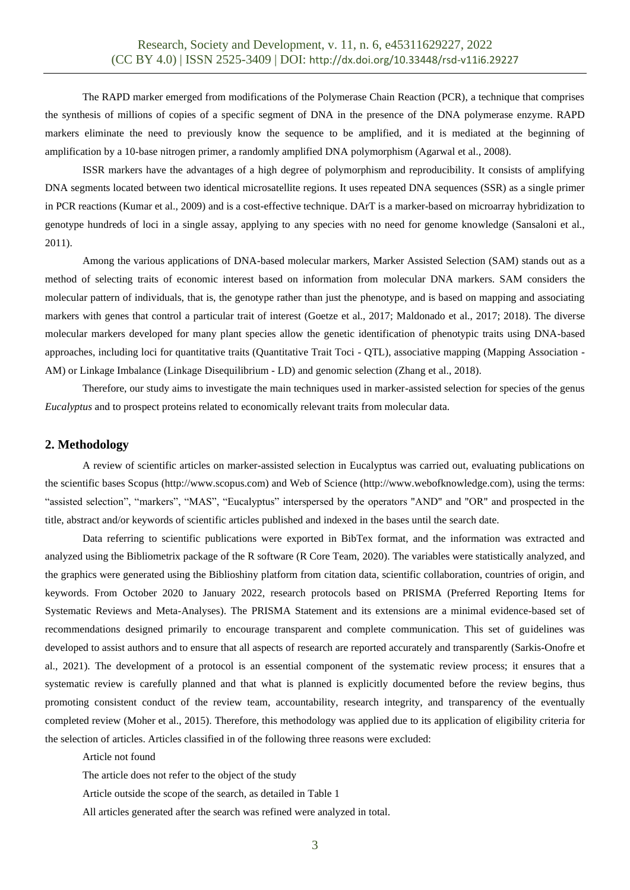The RAPD marker emerged from modifications of the Polymerase Chain Reaction (PCR), a technique that comprises the synthesis of millions of copies of a specific segment of DNA in the presence of the DNA polymerase enzyme. RAPD markers eliminate the need to previously know the sequence to be amplified, and it is mediated at the beginning of amplification by a 10-base nitrogen primer, a randomly amplified DNA polymorphism (Agarwal et al., 2008).

ISSR markers have the advantages of a high degree of polymorphism and reproducibility. It consists of amplifying DNA segments located between two identical microsatellite regions. It uses repeated DNA sequences (SSR) as a single primer in PCR reactions (Kumar et al., 2009) and is a cost-effective technique. DArT is a marker-based on microarray hybridization to genotype hundreds of loci in a single assay, applying to any species with no need for genome knowledge (Sansaloni et al., 2011).

Among the various applications of DNA-based molecular markers, Marker Assisted Selection (SAM) stands out as a method of selecting traits of economic interest based on information from molecular DNA markers. SAM considers the molecular pattern of individuals, that is, the genotype rather than just the phenotype, and is based on mapping and associating markers with genes that control a particular trait of interest (Goetze et al., 2017; Maldonado et al., 2017; 2018). The diverse molecular markers developed for many plant species allow the genetic identification of phenotypic traits using DNA-based approaches, including loci for quantitative traits (Quantitative Trait Toci - QTL), associative mapping (Mapping Association - AM) or Linkage Imbalance (Linkage Disequilibrium - LD) and genomic selection (Zhang et al., 2018).

Therefore, our study aims to investigate the main techniques used in marker-assisted selection for species of the genus *Eucalyptus* and to prospect proteins related to economically relevant traits from molecular data.

## 2. Methodology

A review of scientific articles on marker-assisted selection in Eucalyptus was carried out, evaluating publications on the scientific bases Scopus (http://www.scopus.com) and Web of Science (http://www.webofknowledge.com), using the terms: "assisted selection", "markers", "MAS", "Eucalyptus" interspersed by the operators "AND" and "OR" and prospected in the title, abstract and/or keywords of scientific articles published and indexed in the bases until the search date.

Data referring to scientific publications were exported in BibTex format, and the information was extracted and analyzed using the Bibliometrix package of the R software (R Core Team, 2020). The variables were statistically analyzed, and the graphics were generated using the Biblioshiny platform from citation data, scientific collaboration, countries of origin, and keywords. From October 2020 to January 2022, research protocols based on PRISMA (Preferred Reporting Items for Systematic Reviews and Meta-Analyses). The PRISMA Statement and its extensions are a minimal evidence-based set of recommendations designed primarily to encourage transparent and complete communication. This set of guidelines was developed to assist authors and to ensure that all aspects of research are reported accurately and transparently (Sarkis-Onofre et al., 2021). The development of a protocol is an essential component of the systematic review process; it ensures that a systematic review is carefully planned and that what is planned is explicitly documented before the review begins, thus promoting consistent conduct of the review team, accountability, research integrity, and transparency of the eventually completed review (Moher et al., 2015). Therefore, this methodology was applied due to its application of eligibility criteria for the selection of articles. Articles classified in of the following three reasons were excluded:

Article not found

The article does not refer to the object of the study

Article outside the scope of the search, as detailed in Table 1

All articles generated after the search was refined were analyzed in total.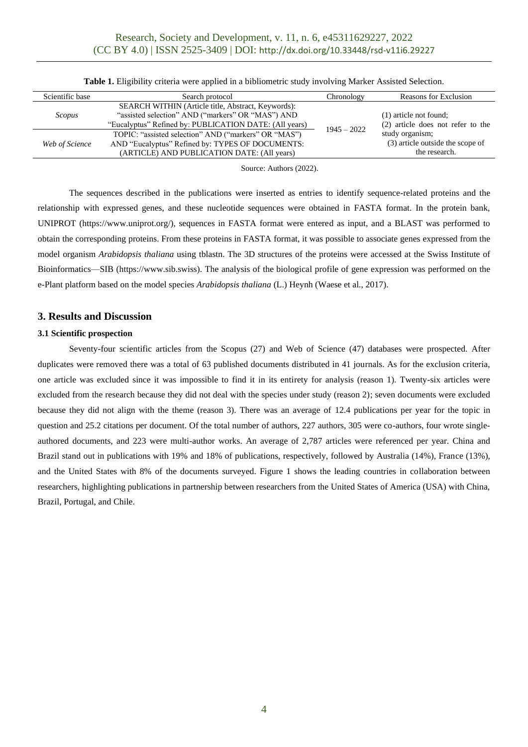**Table 1.** Eligibility criteria were applied in a bibliometric study involving Marker Assisted Selection.

| Scientific base | Search protocol | Chronology | Reasons for Exclusion |
|---|---|---|---|
| *Scopus* | SEARCH WITHIN (Article title, Abstract, Keywords): "assisted selection" AND ("markers" OR "MAS") AND "Eucalyptus" Refined by: PUBLICATION DATE: (All years) | 1945 – 2022 | (1) article not found; (2) article does not refer to the study organism; (3) article outside the scope of the research. |
| *Web of Science* | TOPIC: "assisted selection" AND ("markers" OR "MAS") AND "Eucalyptus" Refined by: TYPES OF DOCUMENTS: (ARTICLE) AND PUBLICATION DATE: (All years) | | |

Source: Authors (2022).

The sequences described in the publications were inserted as entries to identify sequence-related proteins and the relationship with expressed genes, and these nucleotide sequences were obtained in FASTA format. In the protein bank, UNIPROT (https://www.uniprot.org/), sequences in FASTA format were entered as input, and a BLAST was performed to obtain the corresponding proteins. From these proteins in FASTA format, it was possible to associate genes expressed from the model organism *Arabidopsis thaliana* using tblastn. The 3D structures of the proteins were accessed at the Swiss Institute of Bioinformatics—SIB (https://www.sib.swiss). The analysis of the biological profile of gene expression was performed on the e-Plant platform based on the model species *Arabidopsis thaliana* (L.) Heynh (Waese et al., 2017).

## 3. Results and Discussion

### 3.1 Scientific prospection

Seventy-four scientific articles from the Scopus (27) and Web of Science (47) databases were prospected. After duplicates were removed there was a total of 63 published documents distributed in 41 journals. As for the exclusion criteria, one article was excluded since it was impossible to find it in its entirety for analysis (reason 1). Twenty-six articles were excluded from the research because they did not deal with the species under study (reason 2); seven documents were excluded because they did not align with the theme (reason 3). There was an average of 12.4 publications per year for the topic in question and 25.2 citations per document. Of the total number of authors, 227 authors, 305 were co-authors, four wrote single-authored documents, and 223 were multi-author works. An average of 2,787 articles were referenced per year. China and Brazil stand out in publications with 19% and 18% of publications, respectively, followed by Australia (14%), France (13%), and the United States with 8% of the documents surveyed. Figure 1 shows the leading countries in collaboration between researchers, highlighting publications in partnership between researchers from the United States of America (USA) with China, Brazil, Portugal, and Chile.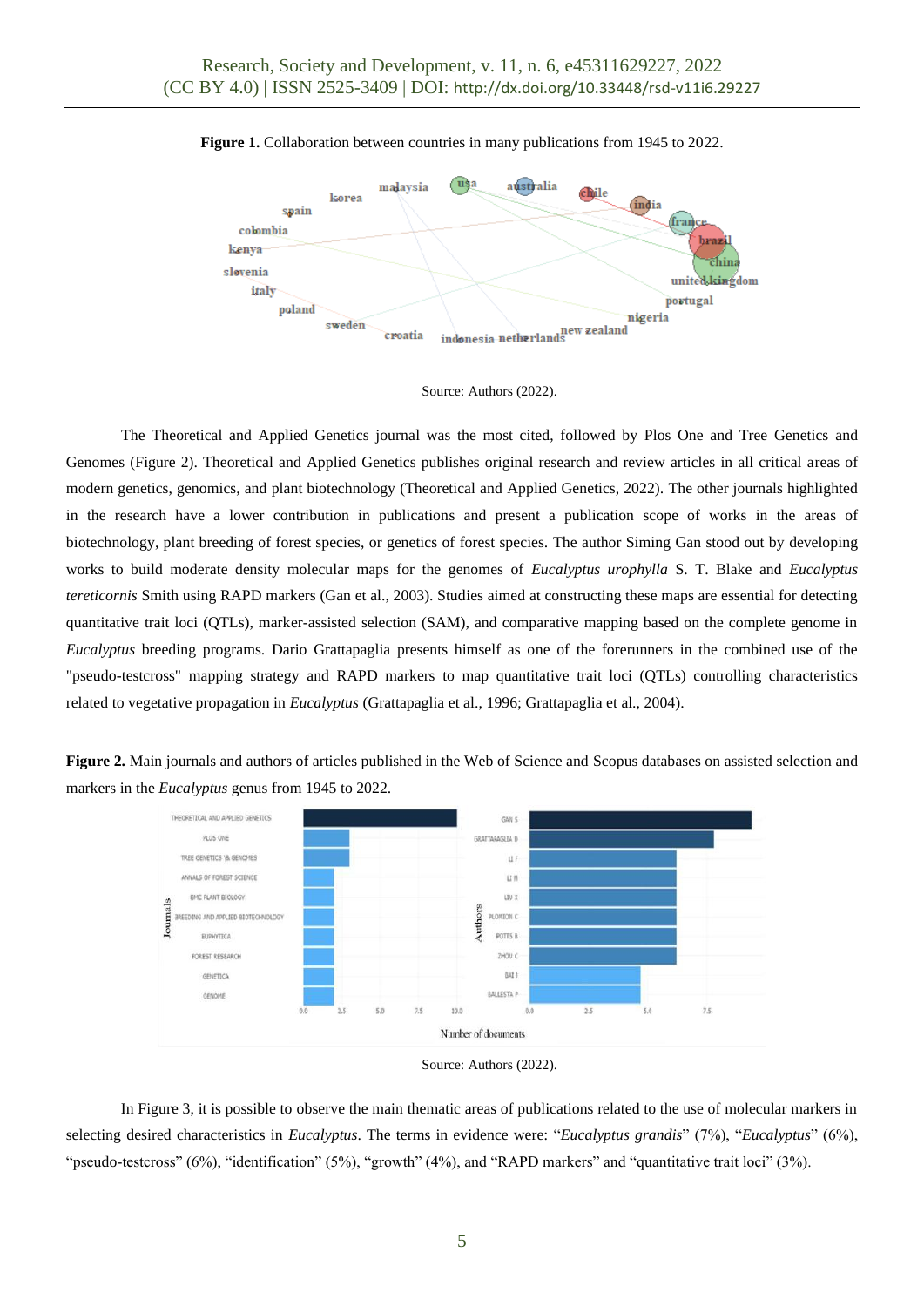**Figure 1.** Collaboration between countries in many publications from 1945 to 2022.

Source: Authors (2022).

The Theoretical and Applied Genetics journal was the most cited, followed by Plos One and Tree Genetics and Genomes (Figure 2). Theoretical and Applied Genetics publishes original research and review articles in all critical areas of modern genetics, genomics, and plant biotechnology (Theoretical and Applied Genetics, 2022). The other journals highlighted in the research have a lower contribution in publications and present a publication scope of works in the areas of biotechnology, plant breeding of forest species, or genetics of forest species. The author Siming Gan stood out by developing works to build moderate density molecular maps for the genomes of *Eucalyptus urophylla* S. T. Blake and *Eucalyptus tereticornis* Smith using RAPD markers (Gan et al., 2003). Studies aimed at constructing these maps are essential for detecting quantitative trait loci (QTLs), marker-assisted selection (SAM), and comparative mapping based on the complete genome in *Eucalyptus* breeding programs. Dario Grattapaglia presents himself as one of the forerunners in the combined use of the "pseudo-testcross" mapping strategy and RAPD markers to map quantitative trait loci (QTLs) controlling characteristics related to vegetative propagation in *Eucalyptus* (Grattapaglia et al., 1996; Grattapaglia et al., 2004).

**Figure 2.** Main journals and authors of articles published in the Web of Science and Scopus databases on assisted selection and markers in the *Eucalyptus* genus from 1945 to 2022.

Source: Authors (2022).

In Figure 3, it is possible to observe the main thematic areas of publications related to the use of molecular markers in selecting desired characteristics in *Eucalyptus*. The terms in evidence were: "*Eucalyptus grandis*" (7%), "*Eucalyptus*" (6%), "pseudo-testcross" (6%), "identification" (5%), "growth" (4%), and "RAPD markers" and "quantitative trait loci" (3%).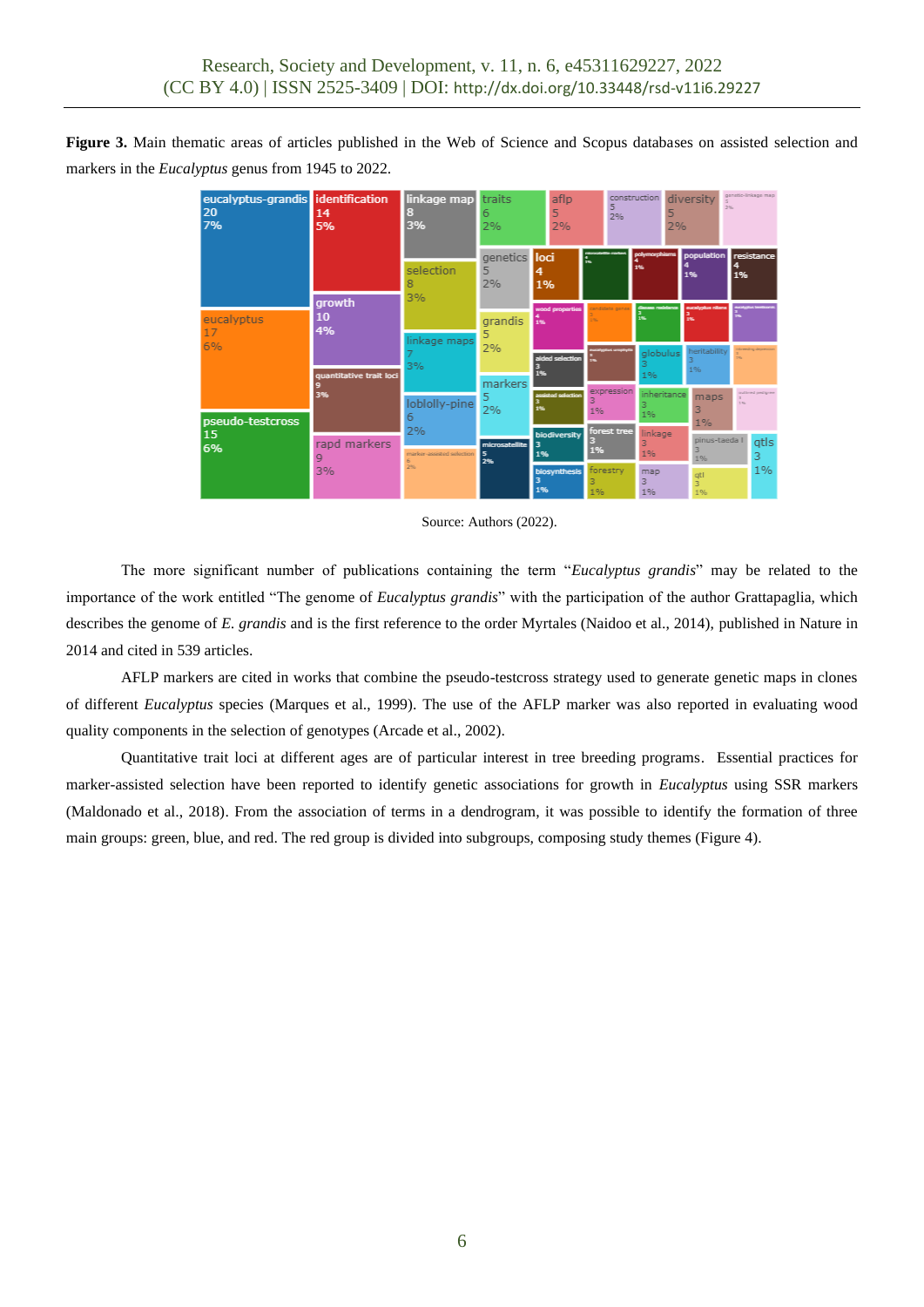**Figure 3.** Main thematic areas of articles published in the Web of Science and Scopus databases on assisted selection and markers in the *Eucalyptus* genus from 1945 to 2022.

Source: Authors (2022).

The more significant number of publications containing the term "*Eucalyptus grandis*" may be related to the importance of the work entitled "The genome of *Eucalyptus grandis*" with the participation of the author Grattapaglia, which describes the genome of *E. grandis* and is the first reference to the order Myrtales (Naidoo et al., 2014), published in Nature in 2014 and cited in 539 articles.

AFLP markers are cited in works that combine the pseudo-testcross strategy used to generate genetic maps in clones of different *Eucalyptus* species (Marques et al., 1999). The use of the AFLP marker was also reported in evaluating wood quality components in the selection of genotypes (Arcade et al., 2002).

Quantitative trait loci at different ages are of particular interest in tree breeding programs. Essential practices for marker-assisted selection have been reported to identify genetic associations for growth in *Eucalyptus* using SSR markers (Maldonado et al., 2018). From the association of terms in a dendrogram, it was possible to identify the formation of three main groups: green, blue, and red. The red group is divided into subgroups, composing study themes (Figure 4).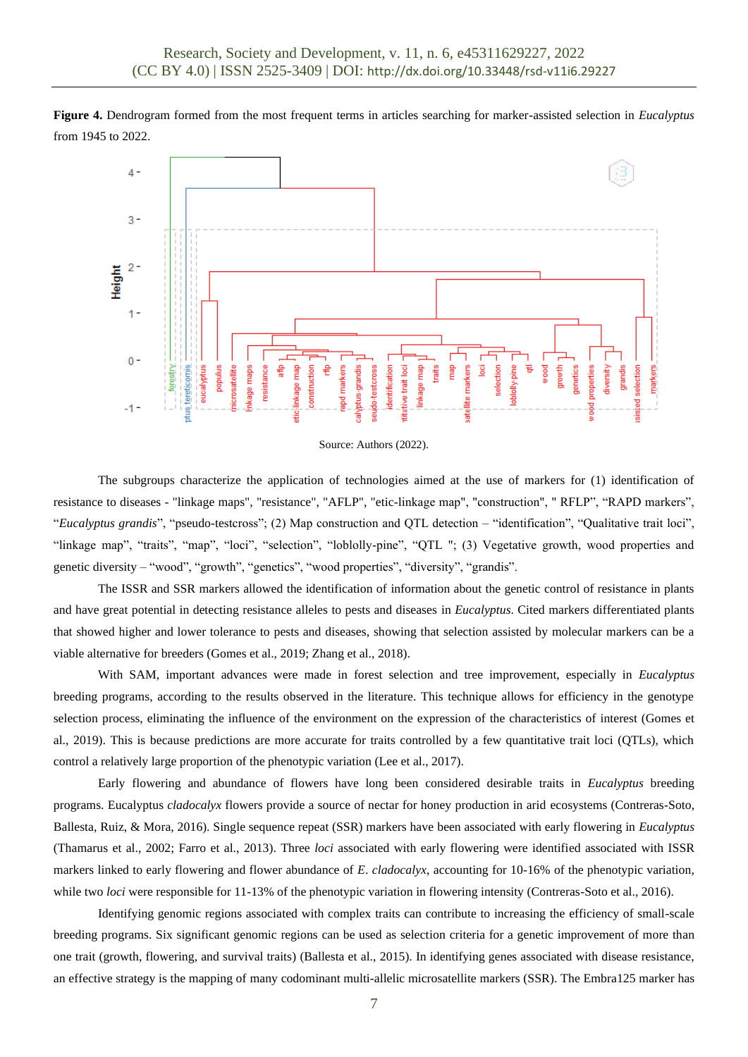**Figure 4.** Dendrogram formed from the most frequent terms in articles searching for marker-assisted selection in *Eucalyptus* from 1945 to 2022.

Source: Authors (2022).

The subgroups characterize the application of technologies aimed at the use of markers for (1) identification of resistance to diseases - "linkage maps", "resistance", "AFLP", "etic-linkage map", "construction", " RFLP", "RAPD markers", "*Eucalyptus grandis*", "pseudo-testcross"; (2) Map construction and QTL detection – "identification", "Qualitative trait loci", "linkage map", "traits", "map", "loci", "selection", "loblolly-pine", "QTL "; (3) Vegetative growth, wood properties and genetic diversity – "wood", "growth", "genetics", "wood properties", "diversity", "grandis".

The ISSR and SSR markers allowed the identification of information about the genetic control of resistance in plants and have great potential in detecting resistance alleles to pests and diseases in *Eucalyptus*. Cited markers differentiated plants that showed higher and lower tolerance to pests and diseases, showing that selection assisted by molecular markers can be a viable alternative for breeders (Gomes et al., 2019; Zhang et al., 2018).

With SAM, important advances were made in forest selection and tree improvement, especially in *Eucalyptus* breeding programs, according to the results observed in the literature. This technique allows for efficiency in the genotype selection process, eliminating the influence of the environment on the expression of the characteristics of interest (Gomes et al., 2019). This is because predictions are more accurate for traits controlled by a few quantitative trait loci (QTLs), which control a relatively large proportion of the phenotypic variation (Lee et al., 2017).

Early flowering and abundance of flowers have long been considered desirable traits in *Eucalyptus* breeding programs. Eucalyptus *cladocalyx* flowers provide a source of nectar for honey production in arid ecosystems (Contreras-Soto, Ballesta, Ruiz, & Mora, 2016). Single sequence repeat (SSR) markers have been associated with early flowering in *Eucalyptus* (Thamarus et al., 2002; Farro et al., 2013). Three *loci* associated with early flowering were identified associated with ISSR markers linked to early flowering and flower abundance of *E. cladocalyx*, accounting for 10-16% of the phenotypic variation, while two *loci* were responsible for 11-13% of the phenotypic variation in flowering intensity (Contreras-Soto et al., 2016).

Identifying genomic regions associated with complex traits can contribute to increasing the efficiency of small-scale breeding programs. Six significant genomic regions can be used as selection criteria for a genetic improvement of more than one trait (growth, flowering, and survival traits) (Ballesta et al., 2015). In identifying genes associated with disease resistance, an effective strategy is the mapping of many codominant multi-allelic microsatellite markers (SSR). The Embra125 marker has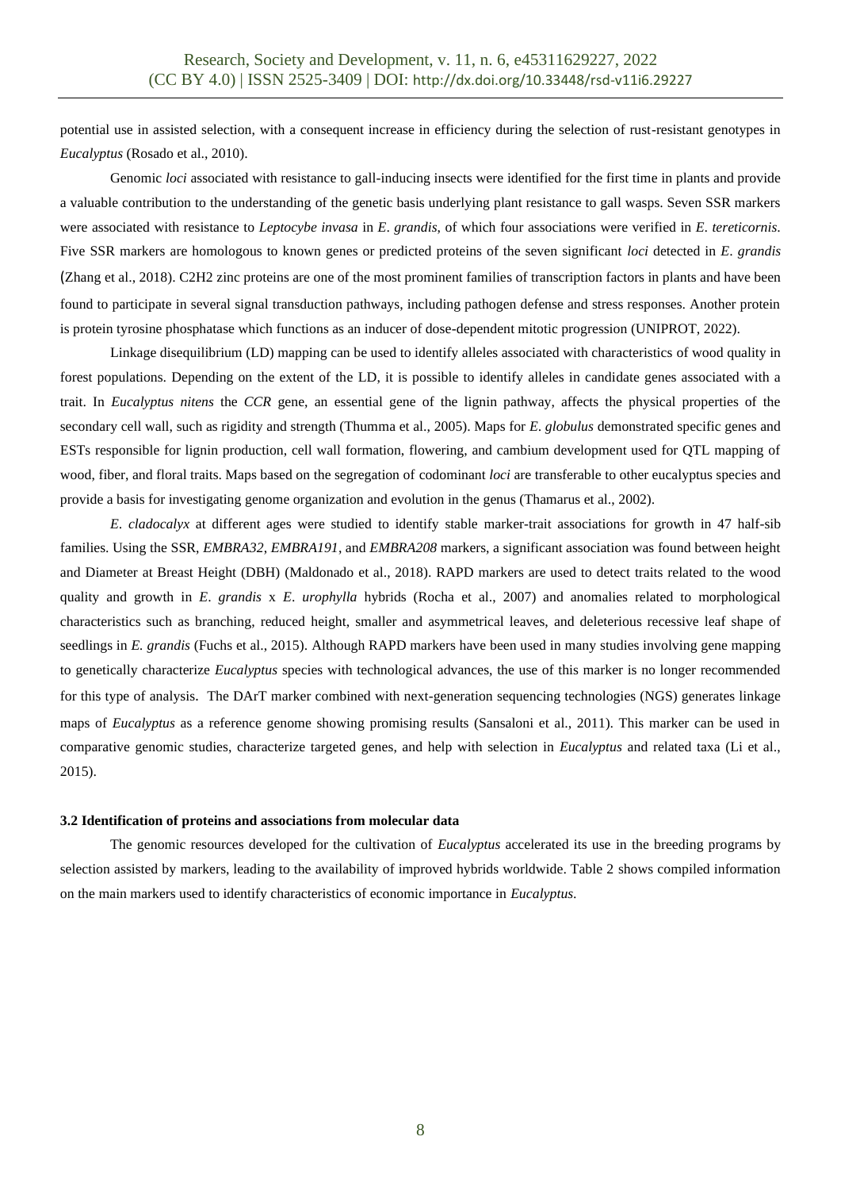potential use in assisted selection, with a consequent increase in efficiency during the selection of rust-resistant genotypes in *Eucalyptus* (Rosado et al., 2010).

Genomic *loci* associated with resistance to gall-inducing insects were identified for the first time in plants and provide a valuable contribution to the understanding of the genetic basis underlying plant resistance to gall wasps. Seven SSR markers were associated with resistance to *Leptocybe invasa* in *E. grandis*, of which four associations were verified in *E. tereticornis*. Five SSR markers are homologous to known genes or predicted proteins of the seven significant *loci* detected in *E. grandis* (Zhang et al., 2018). C2H2 zinc proteins are one of the most prominent families of transcription factors in plants and have been found to participate in several signal transduction pathways, including pathogen defense and stress responses. Another protein is protein tyrosine phosphatase which functions as an inducer of dose-dependent mitotic progression (UNIPROT, 2022).

Linkage disequilibrium (LD) mapping can be used to identify alleles associated with characteristics of wood quality in forest populations. Depending on the extent of the LD, it is possible to identify alleles in candidate genes associated with a trait. In *Eucalyptus nitens* the *CCR* gene, an essential gene of the lignin pathway, affects the physical properties of the secondary cell wall, such as rigidity and strength (Thumma et al., 2005). Maps for *E. globulus* demonstrated specific genes and ESTs responsible for lignin production, cell wall formation, flowering, and cambium development used for QTL mapping of wood, fiber, and floral traits. Maps based on the segregation of codominant *loci* are transferable to other eucalyptus species and provide a basis for investigating genome organization and evolution in the genus (Thamarus et al., 2002).

*E. cladocalyx* at different ages were studied to identify stable marker-trait associations for growth in 47 half-sib families. Using the SSR, *EMBRA32*, *EMBRA191*, and *EMBRA208* markers, a significant association was found between height and Diameter at Breast Height (DBH) (Maldonado et al., 2018). RAPD markers are used to detect traits related to the wood quality and growth in *E. grandis* x *E. urophylla* hybrids (Rocha et al., 2007) and anomalies related to morphological characteristics such as branching, reduced height, smaller and asymmetrical leaves, and deleterious recessive leaf shape of seedlings in *E. grandis* (Fuchs et al., 2015). Although RAPD markers have been used in many studies involving gene mapping to genetically characterize *Eucalyptus* species with technological advances, the use of this marker is no longer recommended for this type of analysis. The DArT marker combined with next-generation sequencing technologies (NGS) generates linkage maps of *Eucalyptus* as a reference genome showing promising results (Sansaloni et al., 2011). This marker can be used in comparative genomic studies, characterize targeted genes, and help with selection in *Eucalyptus* and related taxa (Li et al., 2015).

### 3.2 Identification of proteins and associations from molecular data

The genomic resources developed for the cultivation of *Eucalyptus* accelerated its use in the breeding programs by selection assisted by markers, leading to the availability of improved hybrids worldwide. Table 2 shows compiled information on the main markers used to identify characteristics of economic importance in *Eucalyptus*.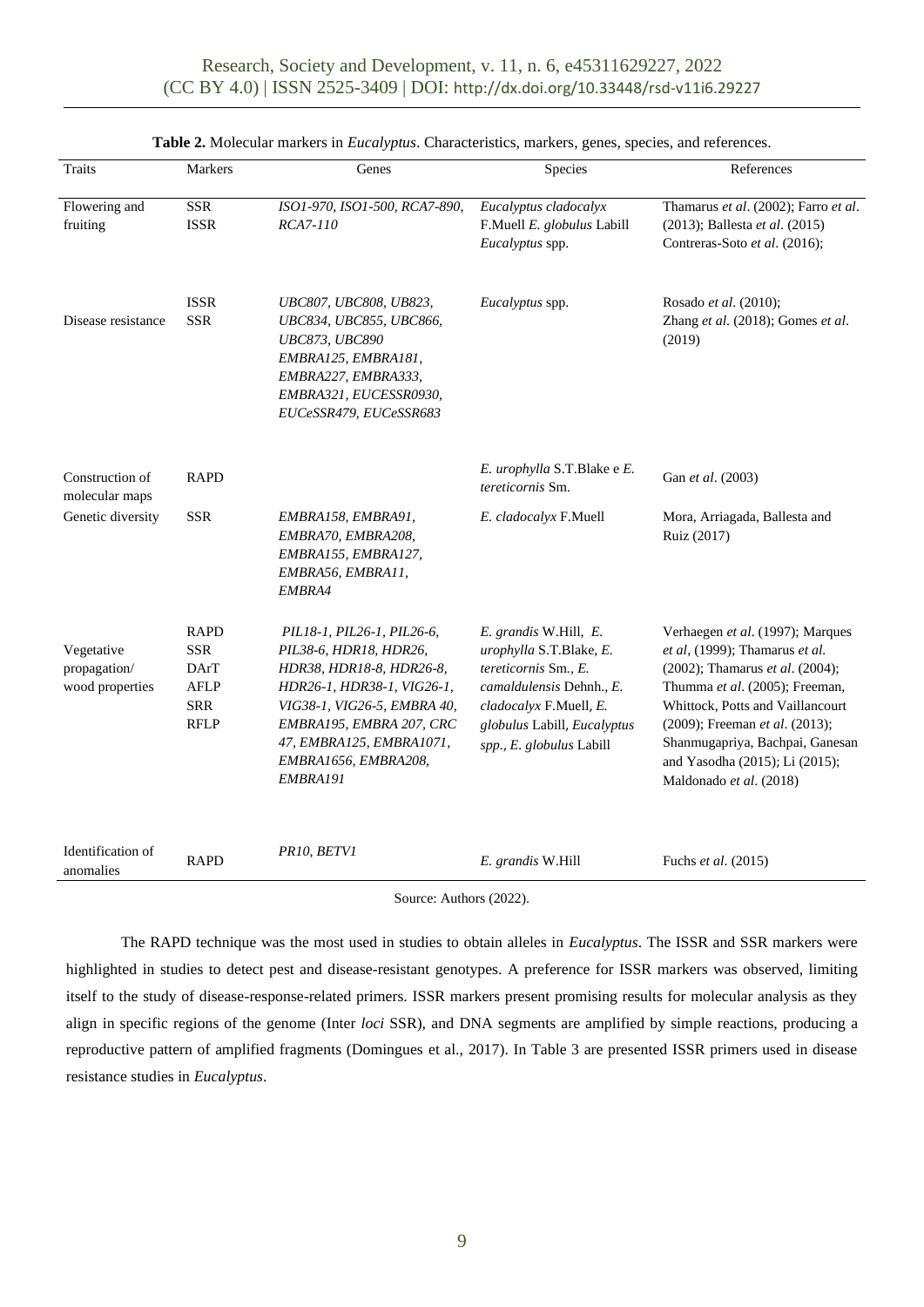**Table 2.** Molecular markers in *Eucalyptus*. Characteristics, markers, genes, species, and references.

| Traits | Markers | Genes | Species | References |
|---|---|---|---|---|
| Flowering and fruiting | SSR ISSR | *ISO1-970, ISO1-500, RCA7-890, RCA7-110* | *Eucalyptus cladocalyx* F.Muell *E. globulus* Labill *Eucalyptus* spp. | Thamarus *et al*. (2002); Farro *et al*. (2013); Ballesta *et al*. (2015) Contreras-Soto *et al*. (2016); |
| Disease resistance | ISSR SSR | *UBC807, UBC808, UB823, UBC834, UBC855, UBC866, UBC873, UBC890 EMBRA125, EMBRA181, EMBRA227, EMBRA333, EMBRA321, EUCESSR0930, EUCeSSR479, EUCeSSR683* | *Eucalyptus* spp. | Rosado *et al*. (2010); Zhang *et al*. (2018); Gomes *et al*. (2019) |
| Construction of molecular maps | RAPD | | *E. urophylla* S.T.Blake e *E. tereticornis* Sm. | Gan *et al*. (2003) |
| Genetic diversity | SSR | *EMBRA158, EMBRA91, EMBRA70, EMBRA208, EMBRA155, EMBRA127, EMBRA56, EMBRA11, EMBRA4* | *E. cladocalyx* F.Muell | Mora, Arriagada, Ballesta and Ruiz (2017) |
| Vegetative propagation/ wood properties | RAPD SSR DArT AFLP SRR RFLP | *PIL18-1, PIL26-1, PIL26-6, PIL38-6, HDR18, HDR26, HDR38, HDR18-8, HDR26-8, HDR26-1, HDR38-1, VIG26-1, VIG38-1, VIG26-5, EMBRA 40, EMBRA195, EMBRA 207, CRC 47, EMBRA125, EMBRA1071, EMBRA1656, EMBRA208, EMBRA191* | *E. grandis* W.Hill, *E. urophylla* S.T.Blake, *E. tereticornis* Sm., *E. camaldulensis* Dehnh., *E. cladocalyx* F.Muell, *E. globulus* Labill, *Eucalyptus spp., E. globulus* Labill | Verhaegen *et al*. (1997); Marques *et al*, (1999); Thamarus *et al.* (2002); Thamarus *et al*. (2004); Thumma *et al*. (2005); Freeman, Whittock, Potts and Vaillancourt (2009); Freeman *et al*. (2013); Shanmugapriya, Bachpai, Ganesan and Yasodha (2015); Li (2015); Maldonado *et al*. (2018) |
| Identification of anomalies | RAPD | *PR10, BETV1* | *E. grandis* W.Hill | Fuchs *et al*. (2015) |

Source: Authors (2022).

The RAPD technique was the most used in studies to obtain alleles in *Eucalyptus*. The ISSR and SSR markers were highlighted in studies to detect pest and disease-resistant genotypes. A preference for ISSR markers was observed, limiting itself to the study of disease-response-related primers. ISSR markers present promising results for molecular analysis as they align in specific regions of the genome (Inter *loci* SSR), and DNA segments are amplified by simple reactions, producing a reproductive pattern of amplified fragments (Domingues et al., 2017). In Table 3 are presented ISSR primers used in disease resistance studies in *Eucalyptus*.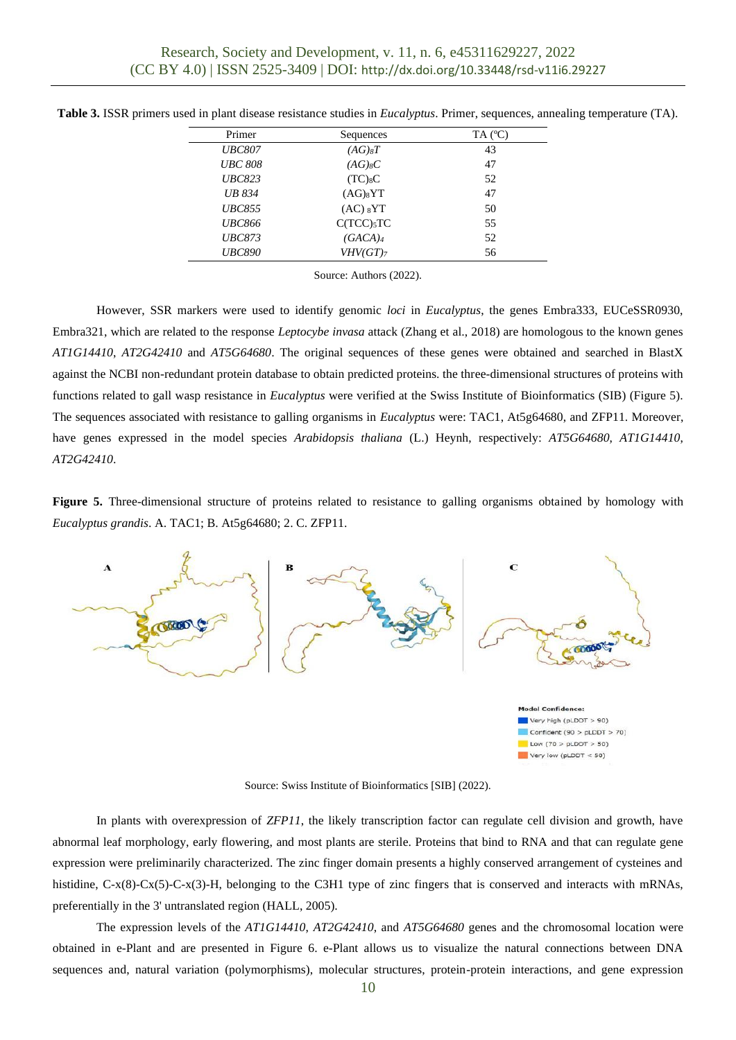**Table 3.** ISSR primers used in plant disease resistance studies in *Eucalyptus*. Primer, sequences, annealing temperature (TA).

| Primer | Sequences | TA (ºC) |
|---|---|---|
| *UBC807* | $(AG)_8T$ | 43 |
| *UBC 808* | $(AG)_8C$ | 47 |
| *UBC823* | $(TC)_8C$ | 52 |
| *UB 834* | $(AG)_8YT$ | 47 |
| *UBC855* | $(AC)_8YT$ | 50 |
| *UBC866* | $C(TCC)_5TC$ | 55 |
| *UBC873* | $(GACA)_4$ | 52 |
| *UBC890* | $VHV(GT)_7$ | 56 |

Source: Authors (2022).

However, SSR markers were used to identify genomic *loci* in *Eucalyptus*, the genes Embra333, EUCeSSR0930, Embra321, which are related to the response *Leptocybe invasa* attack (Zhang et al., 2018) are homologous to the known genes *AT1G14410*, *AT2G42410* and *AT5G64680*. The original sequences of these genes were obtained and searched in BlastX against the NCBI non-redundant protein database to obtain predicted proteins. the three-dimensional structures of proteins with functions related to gall wasp resistance in *Eucalyptus* were verified at the Swiss Institute of Bioinformatics (SIB) (Figure 5). The sequences associated with resistance to galling organisms in *Eucalyptus* were: TAC1, At5g64680, and ZFP11. Moreover, have genes expressed in the model species *Arabidopsis thaliana* (L.) Heynh, respectively: *AT5G64680*, *AT1G14410*, *AT2G42410*.

**Figure 5.** Three-dimensional structure of proteins related to resistance to galling organisms obtained by homology with *Eucalyptus grandis*. A. TAC1; B. At5g64680; 2. C. ZFP11.

Source: Swiss Institute of Bioinformatics [SIB] (2022).

In plants with overexpression of *ZFP11*, the likely transcription factor can regulate cell division and growth, have abnormal leaf morphology, early flowering, and most plants are sterile. Proteins that bind to RNA and that can regulate gene expression were preliminarily characterized. The zinc finger domain presents a highly conserved arrangement of cysteines and histidine, C-x(8)-Cx(5)-C-x(3)-H, belonging to the C3H1 type of zinc fingers that is conserved and interacts with mRNAs, preferentially in the 3' untranslated region (HALL, 2005).

The expression levels of the *AT1G14410*, *AT2G42410*, and *AT5G64680* genes and the chromosomal location were obtained in e-Plant and are presented in Figure 6. e-Plant allows us to visualize the natural connections between DNA sequences and, natural variation (polymorphisms), molecular structures, protein-protein interactions, and gene expression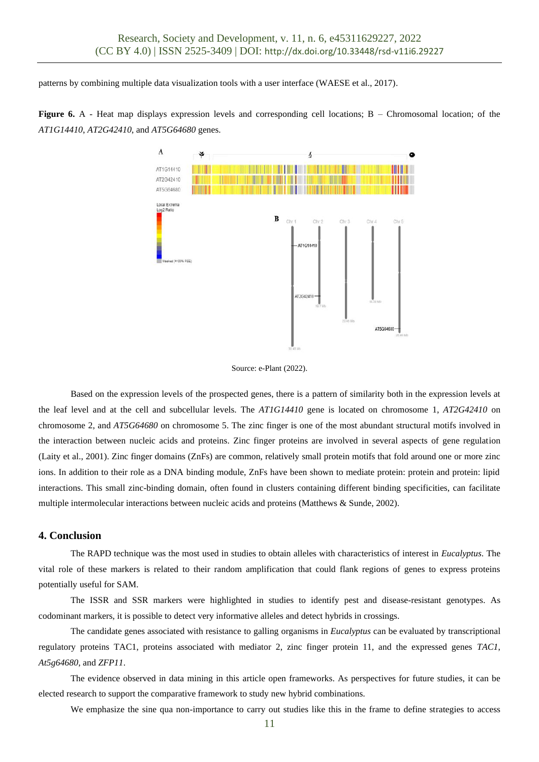patterns by combining multiple data visualization tools with a user interface (WAESE et al., 2017).

**Figure 6.** A - Heat map displays expression levels and corresponding cell locations; B – Chromosomal location; of the *AT1G14410*, *AT2G42410*, and *AT5G64680* genes.

Source: e-Plant (2022).

Based on the expression levels of the prospected genes, there is a pattern of similarity both in the expression levels at the leaf level and at the cell and subcellular levels. The *AT1G14410* gene is located on chromosome 1, *AT2G42410* on chromosome 2, and *AT5G64680* on chromosome 5. The zinc finger is one of the most abundant structural motifs involved in the interaction between nucleic acids and proteins. Zinc finger proteins are involved in several aspects of gene regulation (Laity et al., 2001). Zinc finger domains (ZnFs) are common, relatively small protein motifs that fold around one or more zinc ions. In addition to their role as a DNA binding module, ZnFs have been shown to mediate protein: protein and protein: lipid interactions. This small zinc-binding domain, often found in clusters containing different binding specificities, can facilitate multiple intermolecular interactions between nucleic acids and proteins (Matthews & Sunde, 2002).

## 4. Conclusion

The RAPD technique was the most used in studies to obtain alleles with characteristics of interest in *Eucalyptus*. The vital role of these markers is related to their random amplification that could flank regions of genes to express proteins potentially useful for SAM.

The ISSR and SSR markers were highlighted in studies to identify pest and disease-resistant genotypes. As codominant markers, it is possible to detect very informative alleles and detect hybrids in crossings.

The candidate genes associated with resistance to galling organisms in *Eucalyptus* can be evaluated by transcriptional regulatory proteins TAC1, proteins associated with mediator 2, zinc finger protein 11, and the expressed genes *TAC1*, *At5g64680*, and *ZFP11*.

The evidence observed in data mining in this article open frameworks. As perspectives for future studies, it can be elected research to support the comparative framework to study new hybrid combinations.

We emphasize the sine qua non-importance to carry out studies like this in the frame to define strategies to access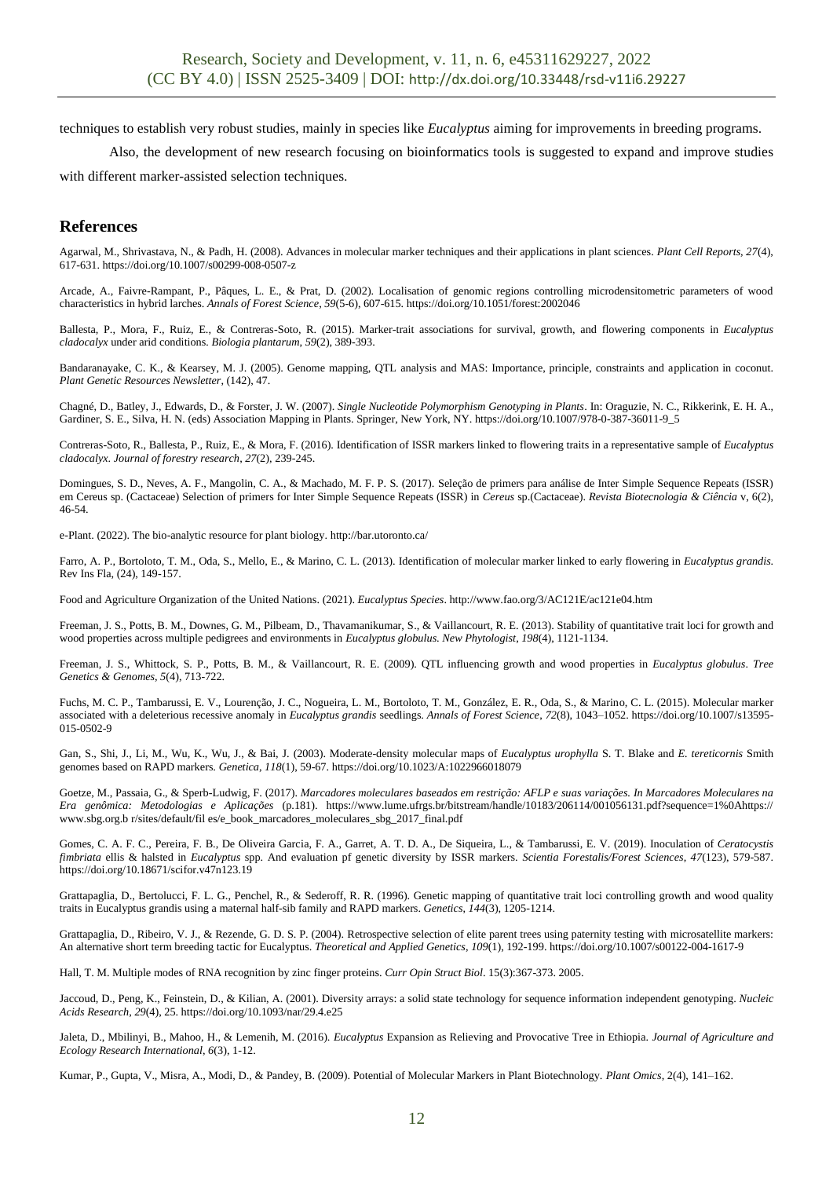techniques to establish very robust studies, mainly in species like *Eucalyptus* aiming for improvements in breeding programs.

Also, the development of new research focusing on bioinformatics tools is suggested to expand and improve studies with different marker-assisted selection techniques.

## References

Agarwal, M., Shrivastava, N., & Padh, H. (2008). Advances in molecular marker techniques and their applications in plant sciences. *Plant Cell Reports*, *27*(4), 617-631. https://doi.org/10.1007/s00299-008-0507-z

Arcade, A., Faivre-Rampant, P., Pâques, L. E., & Prat, D. (2002). Localisation of genomic regions controlling microdensitometric parameters of wood characteristics in hybrid larches. *Annals of Forest Science*, *59*(5-6), 607-615. https://doi.org/10.1051/forest:2002046

Ballesta, P., Mora, F., Ruiz, E., & Contreras-Soto, R. (2015). Marker-trait associations for survival, growth, and flowering components in *Eucalyptus cladocalyx* under arid conditions. *Biologia plantarum*, *59*(2), 389-393.

Bandaranayake, C. K., & Kearsey, M. J. (2005). Genome mapping, QTL analysis and MAS: Importance, principle, constraints and application in coconut. *Plant Genetic Resources Newsletter*, (142), 47.

Chagné, D., Batley, J., Edwards, D., & Forster, J. W. (2007). *Single Nucleotide Polymorphism Genotyping in Plants*. In: Oraguzie, N. C., Rikkerink, E. H. A., Gardiner, S. E., Silva, H. N. (eds) Association Mapping in Plants. Springer, New York, NY. https://doi.org/10.1007/978-0-387-36011-9_5

Contreras-Soto, R., Ballesta, P., Ruiz, E., & Mora, F. (2016). Identification of ISSR markers linked to flowering traits in a representative sample of *Eucalyptus cladocalyx*. *Journal of forestry research*, *27*(2), 239-245.

Domingues, S. D., Neves, A. F., Mangolin, C. A., & Machado, M. F. P. S. (2017). Seleção de primers para análise de Inter Simple Sequence Repeats (ISSR) em Cereus sp. (Cactaceae) Selection of primers for Inter Simple Sequence Repeats (ISSR) in *Cereus* sp.(Cactaceae). *Revista Biotecnologia & Ciência* v, 6(2), 46-54.

e-Plant. (2022). The bio-analytic resource for plant biology. http://bar.utoronto.ca/

Farro, A. P., Bortoloto, T. M., Oda, S., Mello, E., & Marino, C. L. (2013). Identification of molecular marker linked to early flowering in *Eucalyptus grandis*. Rev Ins Fla, (24), 149-157.

Food and Agriculture Organization of the United Nations. (2021). *Eucalyptus Species*. http://www.fao.org/3/AC121E/ac121e04.htm

Freeman, J. S., Potts, B. M., Downes, G. M., Pilbeam, D., Thavamanikumar, S., & Vaillancourt, R. E. (2013). Stability of quantitative trait loci for growth and wood properties across multiple pedigrees and environments in *Eucalyptus globulus*. *New Phytologist*, *198*(4), 1121-1134.

Freeman, J. S., Whittock, S. P., Potts, B. M., & Vaillancourt, R. E. (2009). QTL influencing growth and wood properties in *Eucalyptus globulus*. *Tree Genetics & Genomes*, *5*(4), 713-722.

Fuchs, M. C. P., Tambarussi, E. V., Lourenção, J. C., Nogueira, L. M., Bortoloto, T. M., González, E. R., Oda, S., & Marino, C. L. (2015). Molecular marker associated with a deleterious recessive anomaly in *Eucalyptus grandis* seedlings. *Annals of Forest Science*, *72*(8), 1043–1052. https://doi.org/10.1007/s13595-015-0502-9

Gan, S., Shi, J., Li, M., Wu, K., Wu, J., & Bai, J. (2003). Moderate-density molecular maps of *Eucalyptus urophylla* S. T. Blake and *E. tereticornis* Smith genomes based on RAPD markers. *Genetica*, *118*(1), 59-67. https://doi.org/10.1023/A:1022966018079

Goetze, M., Passaia, G., & Sperb-Ludwig, F. (2017). *Marcadores moleculares baseados em restrição: AFLP e suas variações. In Marcadores Moleculares na Era genômica: Metodologias e Aplicações* (p.181). https://www.lume.ufrgs.br/bitstream/handle/10183/206114/001056131.pdf?sequence=1%0Ahttps://www.sbg.org.b r/sites/default/fil es/e_book_marcadores_moleculares_sbg_2017_final.pdf

Gomes, C. A. F. C., Pereira, F. B., De Oliveira Garcia, F. A., Garret, A. T. D. A., De Siqueira, L., & Tambarussi, E. V. (2019). Inoculation of *Ceratocystis fimbriata* ellis & halsted in *Eucalyptus* spp. And evaluation pf genetic diversity by ISSR markers. *Scientia Forestalis/Forest Sciences*, *47*(123), 579-587. https://doi.org/10.18671/scifor.v47n123.19

Grattapaglia, D., Bertolucci, F. L. G., Penchel, R., & Sederoff, R. R. (1996). Genetic mapping of quantitative trait loci controlling growth and wood quality traits in Eucalyptus grandis using a maternal half-sib family and RAPD markers. *Genetics*, *144*(3), 1205-1214.

Grattapaglia, D., Ribeiro, V. J., & Rezende, G. D. S. P. (2004). Retrospective selection of elite parent trees using paternity testing with microsatellite markers: An alternative short term breeding tactic for Eucalyptus. *Theoretical and Applied Genetics*, *109*(1), 192-199. https://doi.org/10.1007/s00122-004-1617-9

Hall, T. M. Multiple modes of RNA recognition by zinc finger proteins. *Curr Opin Struct Biol*. 15(3):367-373. 2005.

Jaccoud, D., Peng, K., Feinstein, D., & Kilian, A. (2001). Diversity arrays: a solid state technology for sequence information independent genotyping. *Nucleic Acids Research*, *29*(4), 25. https://doi.org/10.1093/nar/29.4.e25

Jaleta, D., Mbilinyi, B., Mahoo, H., & Lemenih, M. (2016). *Eucalyptus* Expansion as Relieving and Provocative Tree in Ethiopia. *Journal of Agriculture and Ecology Research International*, *6*(3), 1-12.

Kumar, P., Gupta, V., Misra, A., Modi, D., & Pandey, B. (2009). Potential of Molecular Markers in Plant Biotechnology. *Plant Omics*, 2(4), 141–162.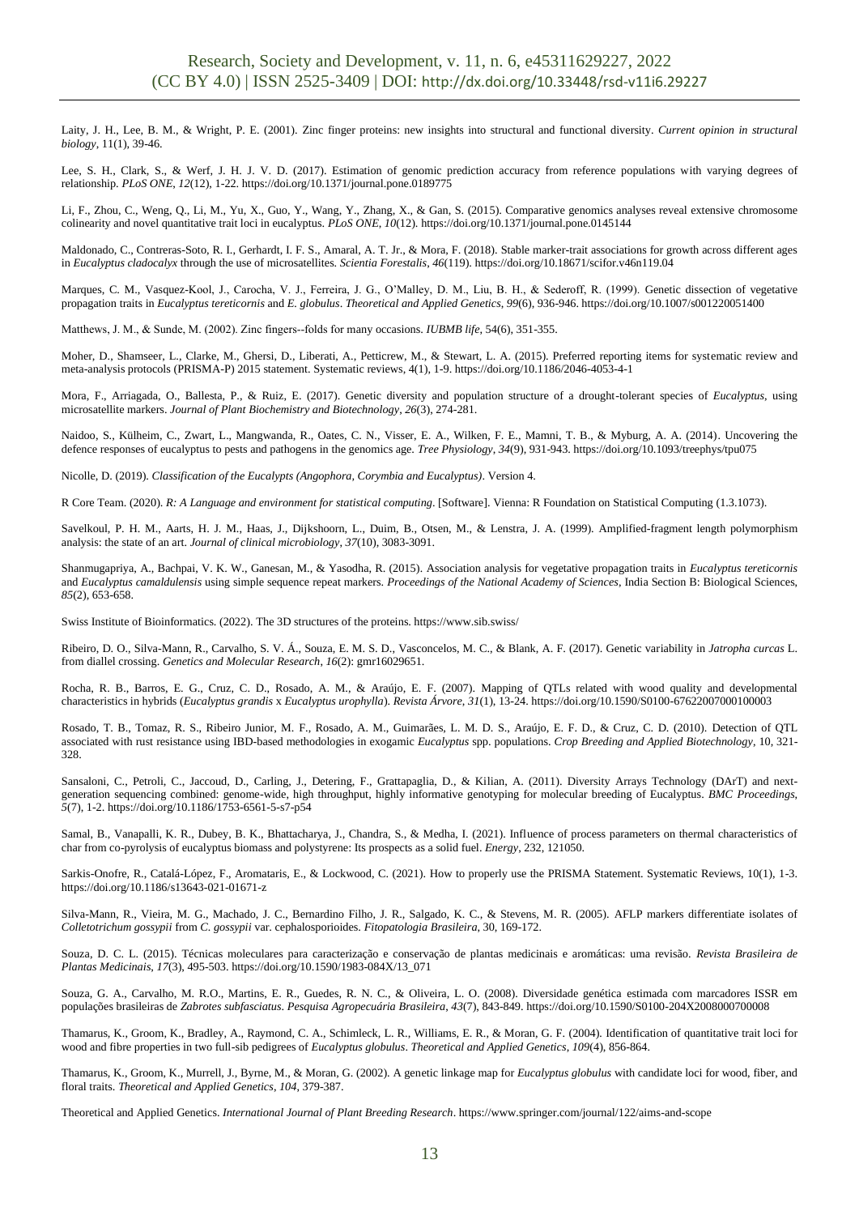Laity, J. H., Lee, B. M., & Wright, P. E. (2001). Zinc finger proteins: new insights into structural and functional diversity. *Current opinion in structural biology*, 11(1), 39-46.

Lee, S. H., Clark, S., & Werf, J. H. J. V. D. (2017). Estimation of genomic prediction accuracy from reference populations with varying degrees of relationship. *PLoS ONE*, *12*(12), 1-22. https://doi.org/10.1371/journal.pone.0189775

Li, F., Zhou, C., Weng, Q., Li, M., Yu, X., Guo, Y., Wang, Y., Zhang, X., & Gan, S. (2015). Comparative genomics analyses reveal extensive chromosome colinearity and novel quantitative trait loci in eucalyptus. *PLoS ONE*, *10*(12). https://doi.org/10.1371/journal.pone.0145144

Maldonado, C., Contreras-Soto, R. I., Gerhardt, I. F. S., Amaral, A. T. Jr., & Mora, F. (2018). Stable marker-trait associations for growth across different ages in *Eucalyptus cladocalyx* through the use of microsatellites. *Scientia Forestalis*, *46*(119). https://doi.org/10.18671/scifor.v46n119.04

Marques, C. M., Vasquez-Kool, J., Carocha, V. J., Ferreira, J. G., O'Malley, D. M., Liu, B. H., & Sederoff, R. (1999). Genetic dissection of vegetative propagation traits in *Eucalyptus tereticornis* and *E. globulus*. *Theoretical and Applied Genetics*, *99*(6), 936-946. https://doi.org/10.1007/s001220051400

Matthews, J. M., & Sunde, M. (2002). Zinc fingers--folds for many occasions. *IUBMB life*, 54(6), 351-355.

Moher, D., Shamseer, L., Clarke, M., Ghersi, D., Liberati, A., Petticrew, M., & Stewart, L. A. (2015). Preferred reporting items for systematic review and meta-analysis protocols (PRISMA-P) 2015 statement. Systematic reviews, 4(1), 1-9. https://doi.org/10.1186/2046-4053-4-1

Mora, F., Arriagada, O., Ballesta, P., & Ruiz, E. (2017). Genetic diversity and population structure of a drought-tolerant species of *Eucalyptus*, using microsatellite markers. *Journal of Plant Biochemistry and Biotechnology*, *26*(3), 274-281.

Naidoo, S., Külheim, C., Zwart, L., Mangwanda, R., Oates, C. N., Visser, E. A., Wilken, F. E., Mamni, T. B., & Myburg, A. A. (2014). Uncovering the defence responses of eucalyptus to pests and pathogens in the genomics age. *Tree Physiology*, *34*(9), 931-943. https://doi.org/10.1093/treephys/tpu075

Nicolle, D. (2019). *Classification of the Eucalypts (Angophora, Corymbia and Eucalyptus)*. Version 4.

R Core Team. (2020). *R: A Language and environment for statistical computing*. [Software]. Vienna: R Foundation on Statistical Computing (1.3.1073).

Savelkoul, P. H. M., Aarts, H. J. M., Haas, J., Dijkshoorn, L., Duim, B., Otsen, M., & Lenstra, J. A. (1999). Amplified-fragment length polymorphism analysis: the state of an art. *Journal of clinical microbiology*, *37*(10), 3083-3091.

Shanmugapriya, A., Bachpai, V. K. W., Ganesan, M., & Yasodha, R. (2015). Association analysis for vegetative propagation traits in *Eucalyptus tereticornis* and *Eucalyptus camaldulensis* using simple sequence repeat markers. *Proceedings of the National Academy of Sciences*, India Section B: Biological Sciences, *85*(2), 653-658.

Swiss Institute of Bioinformatics. (2022). The 3D structures of the proteins. https://www.sib.swiss/

Ribeiro, D. O., Silva-Mann, R., Carvalho, S. V. Á., Souza, E. M. S. D., Vasconcelos, M. C., & Blank, A. F. (2017). Genetic variability in *Jatropha curcas* L. from diallel crossing. *Genetics and Molecular Research*, *16*(2): gmr16029651.

Rocha, R. B., Barros, E. G., Cruz, C. D., Rosado, A. M., & Araújo, E. F. (2007). Mapping of QTLs related with wood quality and developmental characteristics in hybrids (*Eucalyptus grandis* x *Eucalyptus urophylla*). *Revista Árvore*, *31*(1), 13-24. https://doi.org/10.1590/S0100-67622007000100003

Rosado, T. B., Tomaz, R. S., Ribeiro Junior, M. F., Rosado, A. M., Guimarães, L. M. D. S., Araújo, E. F. D., & Cruz, C. D. (2010). Detection of QTL associated with rust resistance using IBD-based methodologies in exogamic *Eucalyptus* spp. populations. *Crop Breeding and Applied Biotechnology*, 10, 321-328.

Sansaloni, C., Petroli, C., Jaccoud, D., Carling, J., Detering, F., Grattapaglia, D., & Kilian, A. (2011). Diversity Arrays Technology (DArT) and next-generation sequencing combined: genome-wide, high throughput, highly informative genotyping for molecular breeding of Eucalyptus. *BMC Proceedings*, *5*(7), 1-2. https://doi.org/10.1186/1753-6561-5-s7-p54

Samal, B., Vanapalli, K. R., Dubey, B. K., Bhattacharya, J., Chandra, S., & Medha, I. (2021). Influence of process parameters on thermal characteristics of char from co-pyrolysis of eucalyptus biomass and polystyrene: Its prospects as a solid fuel. *Energy*, 232, 121050.

Sarkis-Onofre, R., Catalá-López, F., Aromataris, E., & Lockwood, C. (2021). How to properly use the PRISMA Statement. Systematic Reviews, 10(1), 1-3. https://doi.org/10.1186/s13643-021-01671-z

Silva-Mann, R., Vieira, M. G., Machado, J. C., Bernardino Filho, J. R., Salgado, K. C., & Stevens, M. R. (2005). AFLP markers differentiate isolates of *Colletotrichum gossypii* from *C. gossypii* var. cephalosporioides. *Fitopatologia Brasileira*, 30, 169-172.

Souza, D. C. L. (2015). Técnicas moleculares para caracterização e conservação de plantas medicinais e aromáticas: uma revisão. *Revista Brasileira de Plantas Medicinais*, *17*(3), 495-503. https://doi.org/10.1590/1983-084X/13_071

Souza, G. A., Carvalho, M. R.O., Martins, E. R., Guedes, R. N. C., & Oliveira, L. O. (2008). Diversidade genética estimada com marcadores ISSR em populações brasileiras de *Zabrotes subfasciatus*. *Pesquisa Agropecuária Brasileira*, *43*(7), 843-849. https://doi.org/10.1590/S0100-204X2008000700008

Thamarus, K., Groom, K., Bradley, A., Raymond, C. A., Schimleck, L. R., Williams, E. R., & Moran, G. F. (2004). Identification of quantitative trait loci for wood and fibre properties in two full-sib pedigrees of *Eucalyptus globulus*. *Theoretical and Applied Genetics*, *109*(4), 856-864.

Thamarus, K., Groom, K., Murrell, J., Byrne, M., & Moran, G. (2002). A genetic linkage map for *Eucalyptus globulus* with candidate loci for wood, fiber, and floral traits. *Theoretical and Applied Genetics*, *104*, 379-387.

Theoretical and Applied Genetics. *International Journal of Plant Breeding Research*. https://www.springer.com/journal/122/aims-and-scope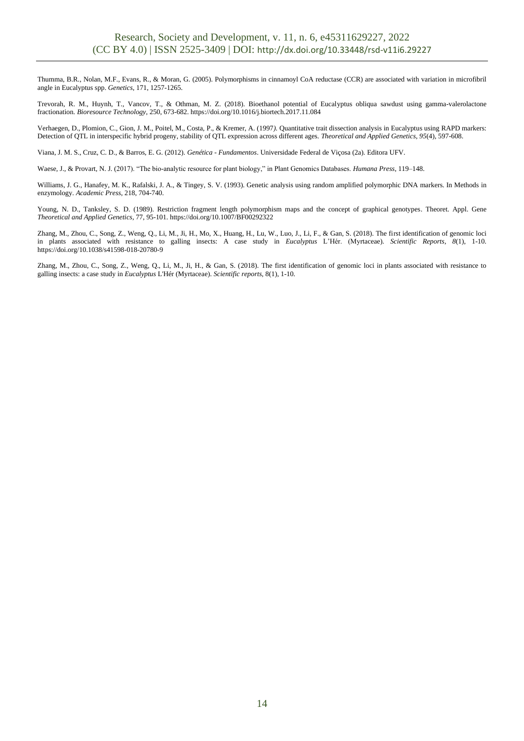Thumma, B.R., Nolan, M.F., Evans, R., & Moran, G. (2005). Polymorphisms in cinnamoyl CoA reductase (CCR) are associated with variation in microfibril angle in Eucalyptus spp. *Genetics*, 171, 1257-1265.

Trevorah, R. M., Huynh, T., Vancov, T., & Othman, M. Z. (2018). Bioethanol potential of Eucalyptus obliqua sawdust using gamma-valerolactone fractionation. *Bioresource Technology*, 250, 673-682. https://doi.org/10.1016/j.biortech.2017.11.084

Verhaegen, D., Plomion, C., Gion, J. M., Poitel, M., Costa, P., & Kremer, A. (1997). Quantitative trait dissection analysis in Eucalyptus using RAPD markers: Detection of QTL in interspecific hybrid progeny, stability of QTL expression across different ages. *Theoretical and Applied Genetics*, *95*(4), 597-608.

Viana, J. M. S., Cruz, C. D., & Barros, E. G. (2012). *Genética - Fundamentos*. Universidade Federal de Viçosa (2a). Editora UFV.

Waese, J., & Provart, N. J. (2017). "The bio-analytic resource for plant biology," in Plant Genomics Databases. *Humana Press*, 119–148.

Williams, J. G., Hanafey, M. K., Rafalski, J. A., & Tingey, S. V. (1993). Genetic analysis using random amplified polymorphic DNA markers. In Methods in enzymology. *Academic Press*, 218, 704-740.

Young, N. D., Tanksley, S. D. (1989). Restriction fragment length polymorphism maps and the concept of graphical genotypes. Theoret. Appl. Gene *Theoretical and Applied Genetics*, 77, 95-101. https://doi.org/10.1007/BF00292322

Zhang, M., Zhou, C., Song, Z., Weng, Q., Li, M., Ji, H., Mo, X., Huang, H., Lu, W., Luo, J., Li, F., & Gan, S. (2018). The first identification of genomic loci in plants associated with resistance to galling insects: A case study in *Eucalyptus* L'Hér. (Myrtaceae). *Scientific Reports*, *8*(1), 1-10. https://doi.org/10.1038/s41598-018-20780-9

Zhang, M., Zhou, C., Song, Z., Weng, Q., Li, M., Ji, H., & Gan, S. (2018). The first identification of genomic loci in plants associated with resistance to galling insects: a case study in *Eucalyptus* L'Hér (Myrtaceae). *Scientific reports*, 8(1), 1-10.